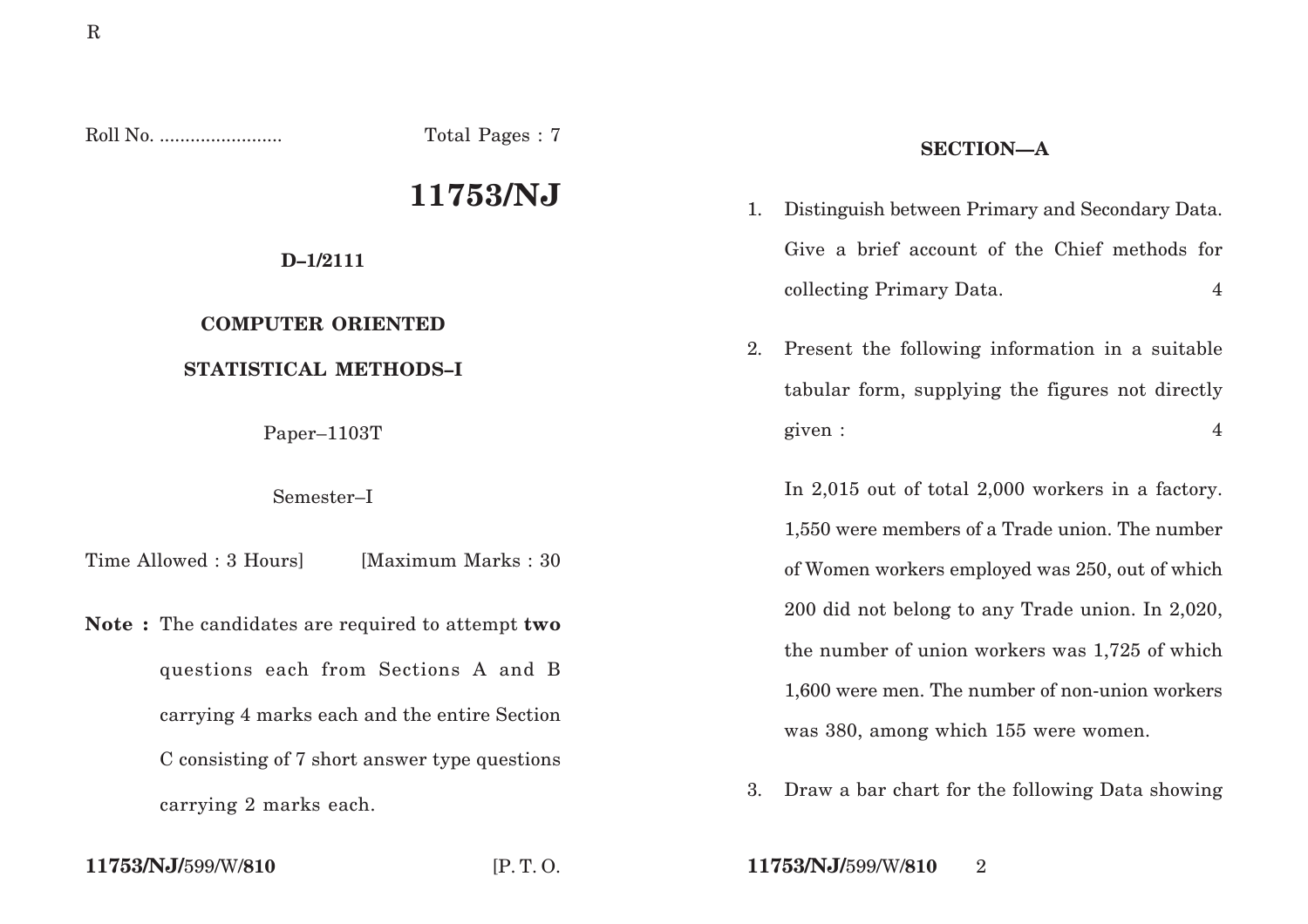Roll No. ........................ Total Pages : 7

# 11753/NJ

**D–1/2111**

**COMPUTER ORIENTED**

**STATISTICAL METHODS–I**

Paper–1103T

Semester–I

Time Allowed : 3 Hours] [Maximum Marks : 30

**Note :** The candidates are required to attempt **two** questions each from Sections A and B carrying 4 marks each and the entire Section C consisting of 7 short answer type questions carrying 2 marks each.

## SECTION—A

1. Distinguish between Primary and Secondary Data. Give a brief account of the Chief methods for collecting Primary Data. 4

2. Present the following information in a suitable tabular form, supplying the figures not directly given : 4

   In 2,015 out of total 2,000 workers in a factory. 1,550 were members of a Trade union. The number of Women workers employed was 250, out of which 200 did not belong to any Trade union. In 2,020, the number of union workers was 1,725 of which 1,600 were men. The number of non-union workers was 380, among which 155 were women.

3. Draw a bar chart for the following Data showing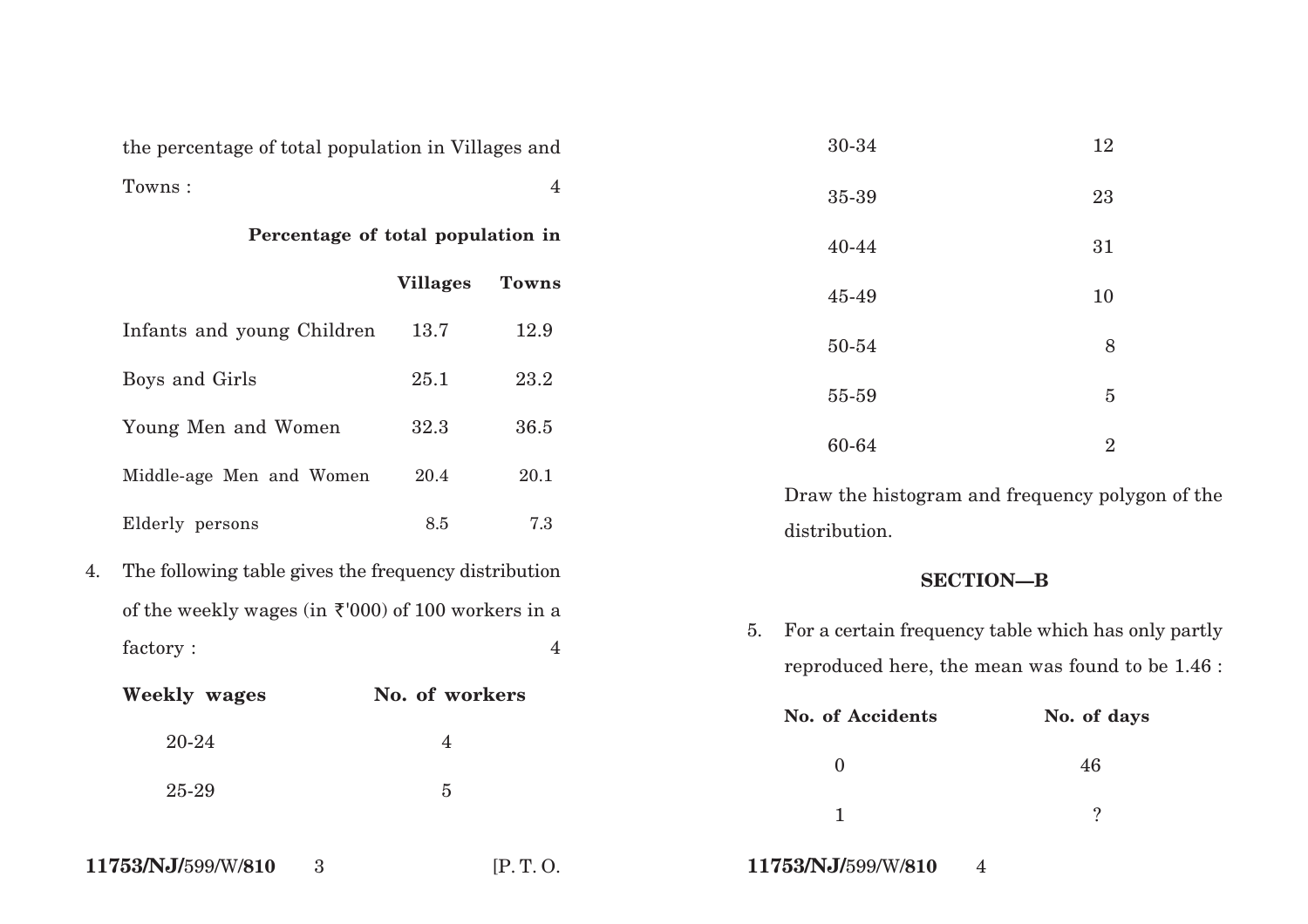the percentage of total population in Villages and Towns : 4

| | Percentage of total population in | |
|---|---|---|
| | **Villages** | **Towns** |
| Infants and young Children | 13.7 | 12.9 |
| Boys and Girls | 25.1 | 23.2 |
| Young Men and Women | 32.3 | 36.5 |
| Middle-age Men and Women | 20.4 | 20.1 |
| Elderly persons | 8.5 | 7.3 |

4. The following table gives the frequency distribution of the weekly wages (in ₹'000) of 100 workers in a factory : 4

| **Weekly wages** | **No. of workers** |
|---|---|
| 20-24 | 4 |
| 25-29 | 5 |
| 30-34 | 12 |
| 35-39 | 23 |
| 40-44 | 31 |
| 45-49 | 10 |
| 50-54 | 8 |
| 55-59 | 5 |
| 60-64 | 2 |

Draw the histogram and frequency polygon of the distribution.

## SECTION—B

5. For a certain frequency table which has only partly reproduced here, the mean was found to be 1.46 :

| **No. of Accidents** | **No. of days** |
|---|---|
| 0 | 46 |
| 1 | ? |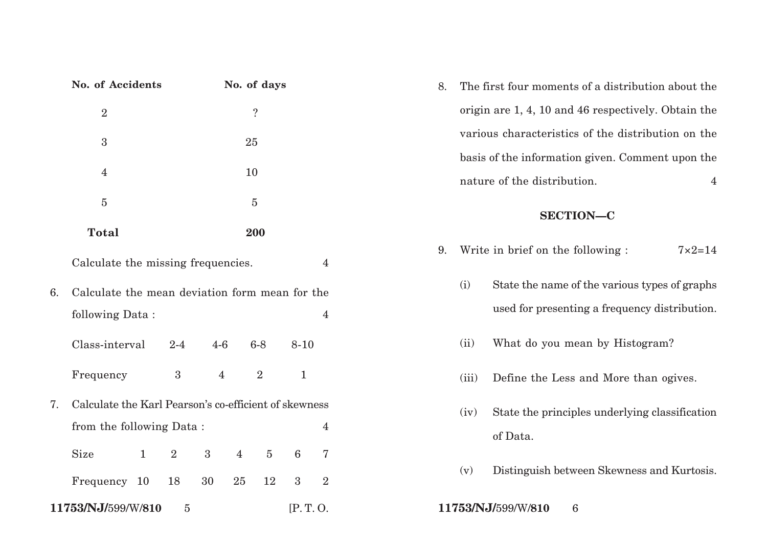| No. of Accidents | No. of days |
|---|---|
| 2 | ? |
| 3 | 25 |
| 4 | 10 |
| 5 | 5 |
| **Total** | **200** |

Calculate the missing frequencies. 4

6. Calculate the mean deviation form mean for the following Data : 4

| Class-interval | 2-4 | 4-6 | 6-8 | 8-10 |
|---|---|---|---|---|
| Frequency | 3 | 4 | 2 | 1 |

7. Calculate the Karl Pearson's co-efficient of skewness from the following Data : 4

| Size | 1 | 2 | 3 | 4 | 5 | 6 | 7 |
|---|---|---|---|---|---|---|---|
| Frequency | 10 | 18 | 30 | 25 | 12 | 3 | 2 |

8. The first four moments of a distribution about the origin are 1, 4, 10 and 46 respectively. Obtain the various characteristics of the distribution on the basis of the information given. Comment upon the nature of the distribution. 4

## SECTION—C

9. Write in brief on the following : 7×2=14

   (i) State the name of the various types of graphs used for presenting a frequency distribution.

   (ii) What do you mean by Histogram?

   (iii) Define the Less and More than ogives.

   (iv) State the principles underlying classification of Data.

   (v) Distinguish between Skewness and Kurtosis.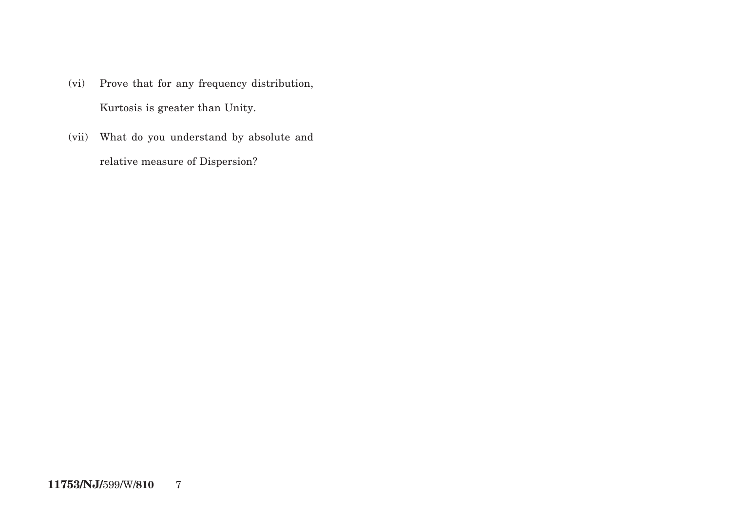(vi) Prove that for any frequency distribution, Kurtosis is greater than Unity.

(vii) What do you understand by absolute and relative measure of Dispersion?